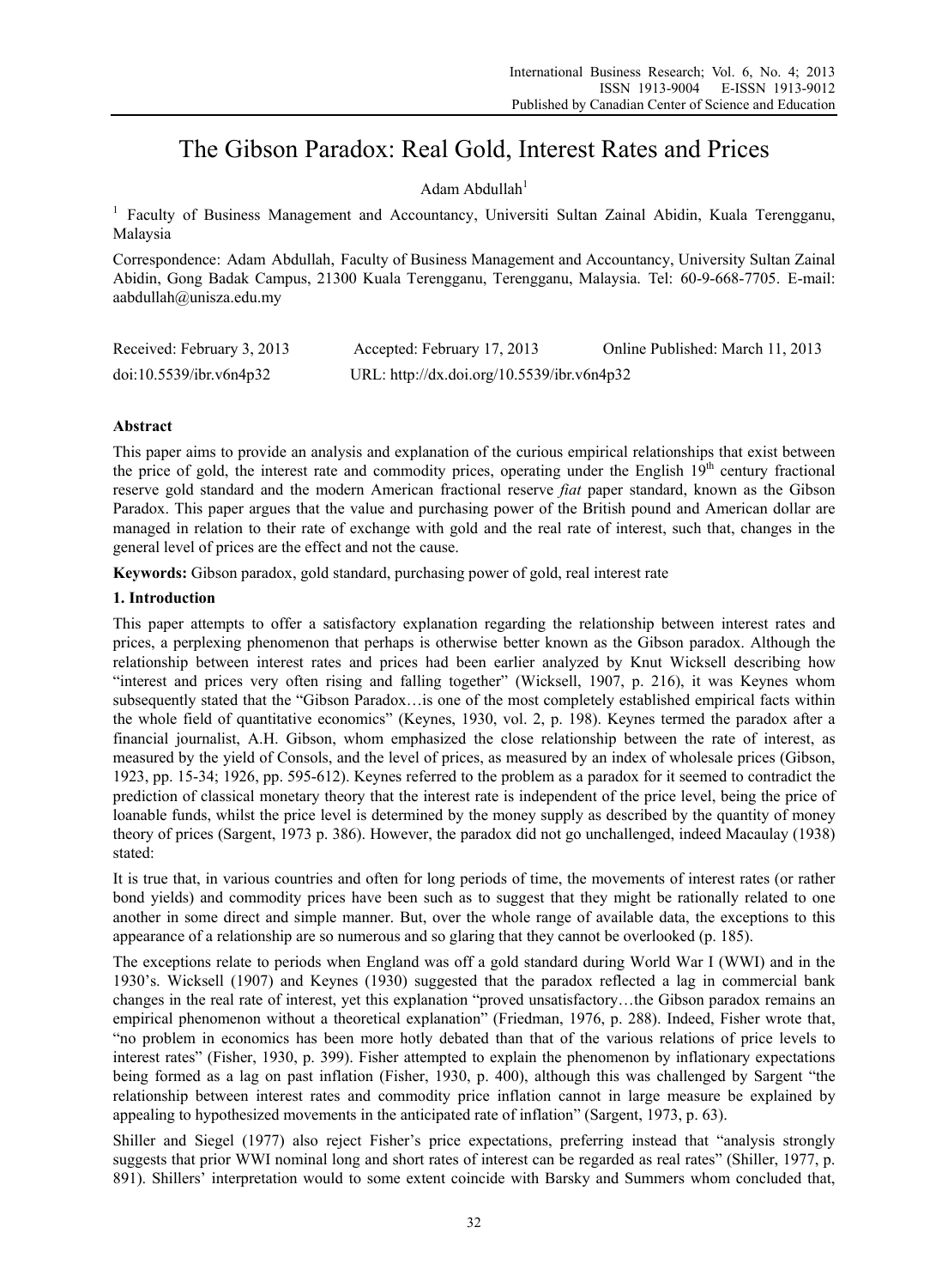# The Gibson Paradox: Real Gold, Interest Rates and Prices

Adam Abdullah[1]

[1] Faculty of Business Management and Accountancy, Universiti Sultan Zainal Abidin, Kuala Terengganu, Malaysia

Correspondence: Adam Abdullah, Faculty of Business Management and Accountancy, University Sultan Zainal Abidin, Gong Badak Campus, 21300 Kuala Terengganu, Terengganu, Malaysia. Tel: 60-9-668-7705. E-mail: aabdullah@unisza.edu.my

Received: February 3, 2013 Accepted: February 17, 2013 Online Published: March 11, 2013

doi:10.5539/ibr.v6n4p32 URL: http://dx.doi.org/10.5539/ibr.v6n4p32

## Abstract

This paper aims to provide an analysis and explanation of the curious empirical relationships that exist between the price of gold, the interest rate and commodity prices, operating under the English 19th century fractional reserve gold standard and the modern American fractional reserve *fiat* paper standard, known as the Gibson Paradox. This paper argues that the value and purchasing power of the British pound and American dollar are managed in relation to their rate of exchange with gold and the real rate of interest, such that, changes in the general level of prices are the effect and not the cause.

**Keywords:** Gibson paradox, gold standard, purchasing power of gold, real interest rate

## 1. Introduction

This paper attempts to offer a satisfactory explanation regarding the relationship between interest rates and prices, a perplexing phenomenon that perhaps is otherwise better known as the Gibson paradox. Although the relationship between interest rates and prices had been earlier analyzed by Knut Wicksell describing how "interest and prices very often rising and falling together" (Wicksell, 1907, p. 216), it was Keynes whom subsequently stated that the "Gibson Paradox…is one of the most completely established empirical facts within the whole field of quantitative economics" (Keynes, 1930, vol. 2, p. 198). Keynes termed the paradox after a financial journalist, A.H. Gibson, whom emphasized the close relationship between the rate of interest, as measured by the yield of Consols, and the level of prices, as measured by an index of wholesale prices (Gibson, 1923, pp. 15-34; 1926, pp. 595-612). Keynes referred to the problem as a paradox for it seemed to contradict the prediction of classical monetary theory that the interest rate is independent of the price level, being the price of loanable funds, whilst the price level is determined by the money supply as described by the quantity of money theory of prices (Sargent, 1973 p. 386). However, the paradox did not go unchallenged, indeed Macaulay (1938) stated:

It is true that, in various countries and often for long periods of time, the movements of interest rates (or rather bond yields) and commodity prices have been such as to suggest that they might be rationally related to one another in some direct and simple manner. But, over the whole range of available data, the exceptions to this appearance of a relationship are so numerous and so glaring that they cannot be overlooked (p. 185).

The exceptions relate to periods when England was off a gold standard during World War I (WWI) and in the 1930's. Wicksell (1907) and Keynes (1930) suggested that the paradox reflected a lag in commercial bank changes in the real rate of interest, yet this explanation "proved unsatisfactory…the Gibson paradox remains an empirical phenomenon without a theoretical explanation" (Friedman, 1976, p. 288). Indeed, Fisher wrote that, "no problem in economics has been more hotly debated than that of the various relations of price levels to interest rates" (Fisher, 1930, p. 399). Fisher attempted to explain the phenomenon by inflationary expectations being formed as a lag on past inflation (Fisher, 1930, p. 400), although this was challenged by Sargent "the relationship between interest rates and commodity price inflation cannot in large measure be explained by appealing to hypothesized movements in the anticipated rate of inflation" (Sargent, 1973, p. 63).

Shiller and Siegel (1977) also reject Fisher's price expectations, preferring instead that "analysis strongly suggests that prior WWI nominal long and short rates of interest can be regarded as real rates" (Shiller, 1977, p. 891). Shillers' interpretation would to some extent coincide with Barsky and Summers whom concluded that,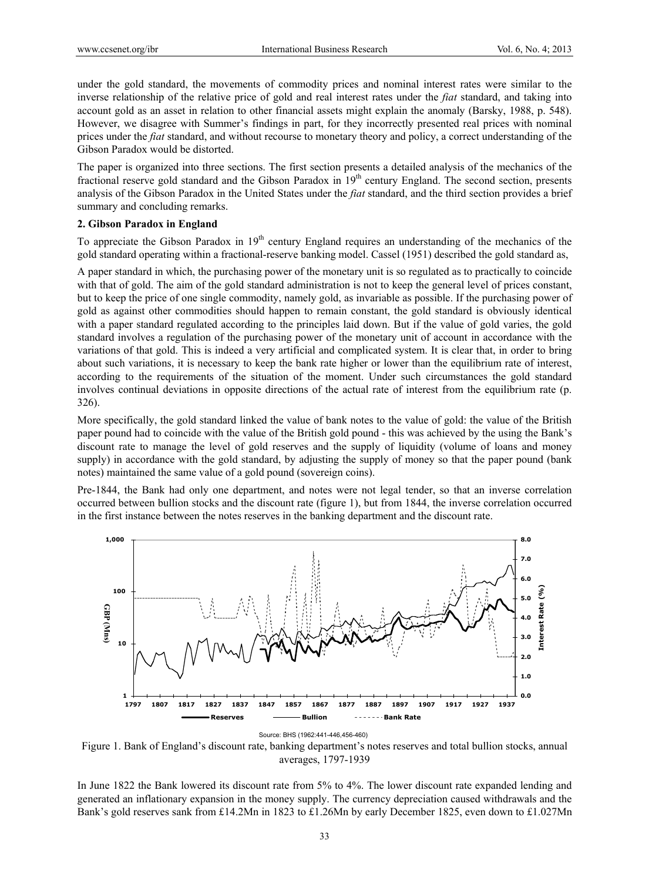under the gold standard, the movements of commodity prices and nominal interest rates were similar to the inverse relationship of the relative price of gold and real interest rates under the *fiat* standard, and taking into account gold as an asset in relation to other financial assets might explain the anomaly (Barsky, 1988, p. 548). However, we disagree with Summer's findings in part, for they incorrectly presented real prices with nominal prices under the *fiat* standard, and without recourse to monetary theory and policy, a correct understanding of the Gibson Paradox would be distorted.

The paper is organized into three sections. The first section presents a detailed analysis of the mechanics of the fractional reserve gold standard and the Gibson Paradox in 19th century England. The second section, presents analysis of the Gibson Paradox in the United States under the *fiat* standard, and the third section provides a brief summary and concluding remarks.

## 2. Gibson Paradox in England

To appreciate the Gibson Paradox in 19th century England requires an understanding of the mechanics of the gold standard operating within a fractional-reserve banking model. Cassel (1951) described the gold standard as,

A paper standard in which, the purchasing power of the monetary unit is so regulated as to practically to coincide with that of gold. The aim of the gold standard administration is not to keep the general level of prices constant, but to keep the price of one single commodity, namely gold, as invariable as possible. If the purchasing power of gold as against other commodities should happen to remain constant, the gold standard is obviously identical with a paper standard regulated according to the principles laid down. But if the value of gold varies, the gold standard involves a regulation of the purchasing power of the monetary unit of account in accordance with the variations of that gold. This is indeed a very artificial and complicated system. It is clear that, in order to bring about such variations, it is necessary to keep the bank rate higher or lower than the equilibrium rate of interest, according to the requirements of the situation of the moment. Under such circumstances the gold standard involves continual deviations in opposite directions of the actual rate of interest from the equilibrium rate (p. 326).

More specifically, the gold standard linked the value of bank notes to the value of gold: the value of the British paper pound had to coincide with the value of the British gold pound - this was achieved by the using the Bank's discount rate to manage the level of gold reserves and the supply of liquidity (volume of loans and money supply) in accordance with the gold standard, by adjusting the supply of money so that the paper pound (bank notes) maintained the same value of a gold pound (sovereign coins).

Pre-1844, the Bank had only one department, and notes were not legal tender, so that an inverse correlation occurred between bullion stocks and the discount rate (figure 1), but from 1844, the inverse correlation occurred in the first instance between the notes reserves in the banking department and the discount rate.

GBP (Mns)
1,000
100
10
1
Interest Rate (%)
8.0
7.0
6.0
5.0
4.0
3.0
2.0
1.0
0.0
1797 1807 1817 1827 1837 1847 1857 1867 1877 1887 1897 1907 1917 1927 1937
Reserves
Bullion
Bank Rate

Source: BHS (1962:441-446,456-460)

Figure 1. Bank of England's discount rate, banking department's notes reserves and total bullion stocks, annual averages, 1797-1939

In June 1822 the Bank lowered its discount rate from 5% to 4%. The lower discount rate expanded lending and generated an inflationary expansion in the money supply. The currency depreciation caused withdrawals and the Bank's gold reserves sank from £14.2Mn in 1823 to £1.26Mn by early December 1825, even down to £1.027Mn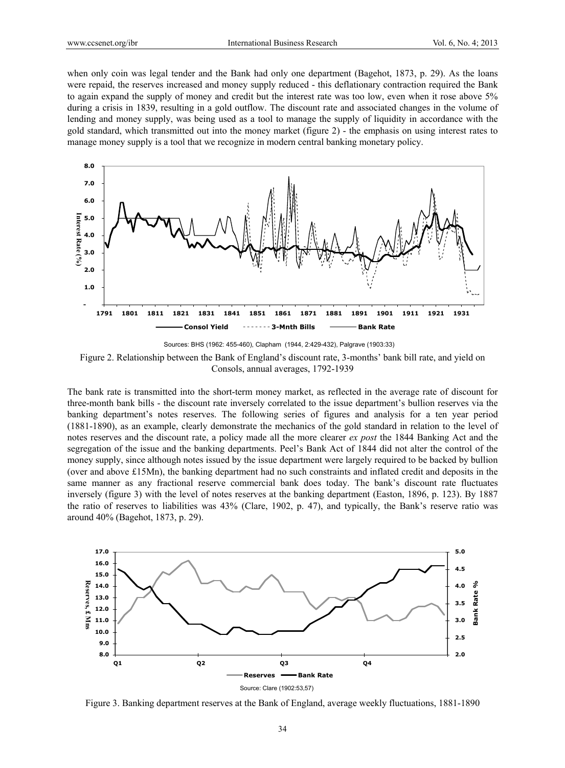when only coin was legal tender and the Bank had only one department (Bagehot, 1873, p. 29). As the loans were repaid, the reserves increased and money supply reduced - this deflationary contraction required the Bank to again expand the supply of money and credit but the interest rate was too low, even when it rose above 5% during a crisis in 1839, resulting in a gold outflow. The discount rate and associated changes in the volume of lending and money supply, was being used as a tool to manage the supply of liquidity in accordance with the gold standard, which transmitted out into the money market (figure 2) - the emphasis on using interest rates to manage money supply is a tool that we recognize in modern central banking monetary policy.

Sources: BHS (1962: 455-460), Clapham (1944, 2:429-432), Palgrave (1903:33)

Figure 2. Relationship between the Bank of England's discount rate, 3-months' bank bill rate, and yield on Consols, annual averages, 1792-1939

The bank rate is transmitted into the short-term money market, as reflected in the average rate of discount for three-month bank bills - the discount rate inversely correlated to the issue department's bullion reserves via the banking department's notes reserves. The following series of figures and analysis for a ten year period (1881-1890), as an example, clearly demonstrate the mechanics of the gold standard in relation to the level of notes reserves and the discount rate, a policy made all the more clearer *ex post* the 1844 Banking Act and the segregation of the issue and the banking departments. Peel's Bank Act of 1844 did not alter the control of the money supply, since although notes issued by the issue department were largely required to be backed by bullion (over and above £15Mn), the banking department had no such constraints and inflated credit and deposits in the same manner as any fractional reserve commercial bank does today. The bank's discount rate fluctuates inversely (figure 3) with the level of notes reserves at the banking department (Easton, 1896, p. 123). By 1887 the ratio of reserves to liabilities was 43% (Clare, 1902, p. 47), and typically, the Bank's reserve ratio was around 40% (Bagehot, 1873, p. 29).

Source: Clare (1902:53,57)

Figure 3. Banking department reserves at the Bank of England, average weekly fluctuations, 1881-1890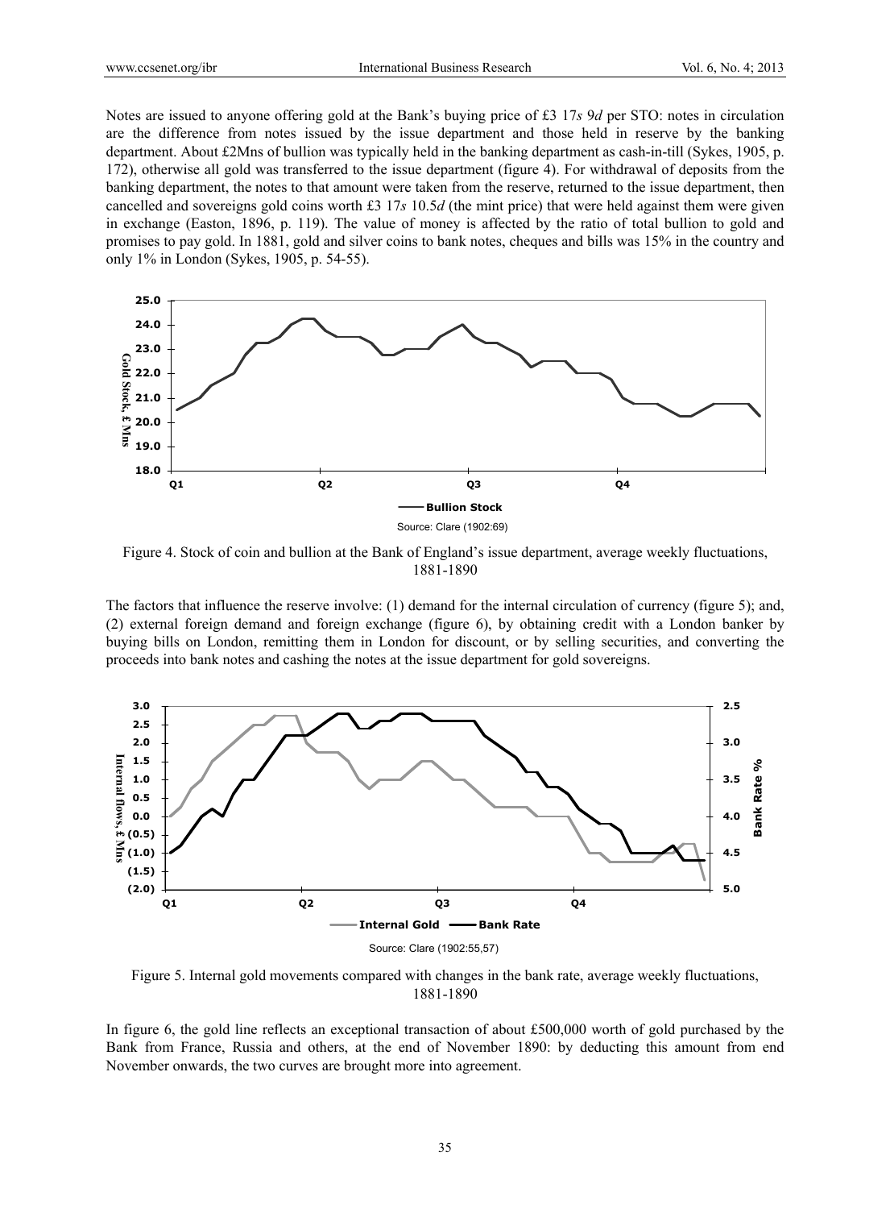Notes are issued to anyone offering gold at the Bank's buying price of £3 17*s* 9*d* per STO: notes in circulation are the difference from notes issued by the issue department and those held in reserve by the banking department. About £2Mns of bullion was typically held in the banking department as cash-in-till (Sykes, 1905, p. 172), otherwise all gold was transferred to the issue department (figure 4). For withdrawal of deposits from the banking department, the notes to that amount were taken from the reserve, returned to the issue department, then cancelled and sovereigns gold coins worth £3 17*s* 10.5*d* (the mint price) that were held against them were given in exchange (Easton, 1896, p. 119). The value of money is affected by the ratio of total bullion to gold and promises to pay gold. In 1881, gold and silver coins to bank notes, cheques and bills was 15% in the country and only 1% in London (Sykes, 1905, p. 54-55).

Source: Clare (1902:69)

Figure 4. Stock of coin and bullion at the Bank of England's issue department, average weekly fluctuations, 1881-1890

The factors that influence the reserve involve: (1) demand for the internal circulation of currency (figure 5); and, (2) external foreign demand and foreign exchange (figure 6), by obtaining credit with a London banker by buying bills on London, remitting them in London for discount, or by selling securities, and converting the proceeds into bank notes and cashing the notes at the issue department for gold sovereigns.

Source: Clare (1902:55,57)

Figure 5. Internal gold movements compared with changes in the bank rate, average weekly fluctuations, 1881-1890

In figure 6, the gold line reflects an exceptional transaction of about £500,000 worth of gold purchased by the Bank from France, Russia and others, at the end of November 1890: by deducting this amount from end November onwards, the two curves are brought more into agreement.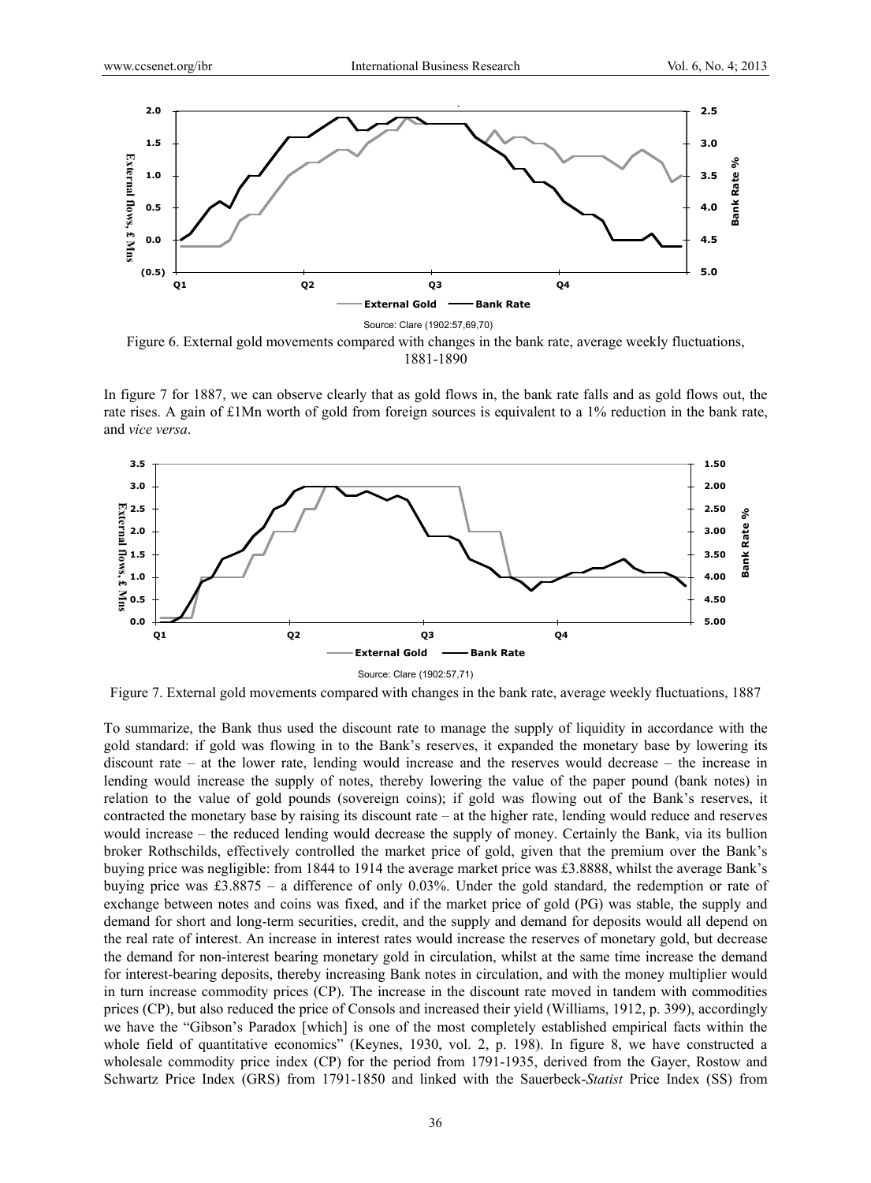2.0
1.5
1.0
0.5
0.0
(0.5)

External flows, £ Mns

2.5
3.0
3.5
4.0
4.5
5.0

Bank Rate %

Q1 Q2 Q3 Q4

External Gold   Bank Rate

Source: Clare (1902:57,69,70)

Figure 6. External gold movements compared with changes in the bank rate, average weekly fluctuations, 1881-1890

In figure 7 for 1887, we can observe clearly that as gold flows in, the bank rate falls and as gold flows out, the rate rises. A gain of £1Mn worth of gold from foreign sources is equivalent to a 1% reduction in the bank rate, and *vice versa*.

3.5
3.0
2.5
2.0
1.5
1.0
0.5
0.0

External flows, £ Mns

1.50
2.00
2.50
3.00
3.50
4.00
4.50
5.00

Bank Rate %

Q1 Q2 Q3 Q4

External Gold   Bank Rate

Source: Clare (1902:57,71)

Figure 7. External gold movements compared with changes in the bank rate, average weekly fluctuations, 1887

To summarize, the Bank thus used the discount rate to manage the supply of liquidity in accordance with the gold standard: if gold was flowing in to the Bank's reserves, it expanded the monetary base by lowering its discount rate – at the lower rate, lending would increase and the reserves would decrease – the increase in lending would increase the supply of notes, thereby lowering the value of the paper pound (bank notes) in relation to the value of gold pounds (sovereign coins); if gold was flowing out of the Bank's reserves, it contracted the monetary base by raising its discount rate – at the higher rate, lending would reduce and reserves would increase – the reduced lending would decrease the supply of money. Certainly the Bank, via its bullion broker Rothschilds, effectively controlled the market price of gold, given that the premium over the Bank's buying price was negligible: from 1844 to 1914 the average market price was £3.8888, whilst the average Bank's buying price was £3.8875 – a difference of only 0.03%. Under the gold standard, the redemption or rate of exchange between notes and coins was fixed, and if the market price of gold (PG) was stable, the supply and demand for short and long-term securities, credit, and the supply and demand for deposits would all depend on the real rate of interest. An increase in interest rates would increase the reserves of monetary gold, but decrease the demand for non-interest bearing monetary gold in circulation, whilst at the same time increase the demand for interest-bearing deposits, thereby increasing Bank notes in circulation, and with the money multiplier would in turn increase commodity prices (CP). The increase in the discount rate moved in tandem with commodities prices (CP), but also reduced the price of Consols and increased their yield (Williams, 1912, p. 399), accordingly we have the "Gibson's Paradox [which] is one of the most completely established empirical facts within the whole field of quantitative economics" (Keynes, 1930, vol. 2, p. 198). In figure 8, we have constructed a wholesale commodity price index (CP) for the period from 1791-1935, derived from the Gayer, Rostow and Schwartz Price Index (GRS) from 1791-1850 and linked with the Sauerbeck-*Statist* Price Index (SS) from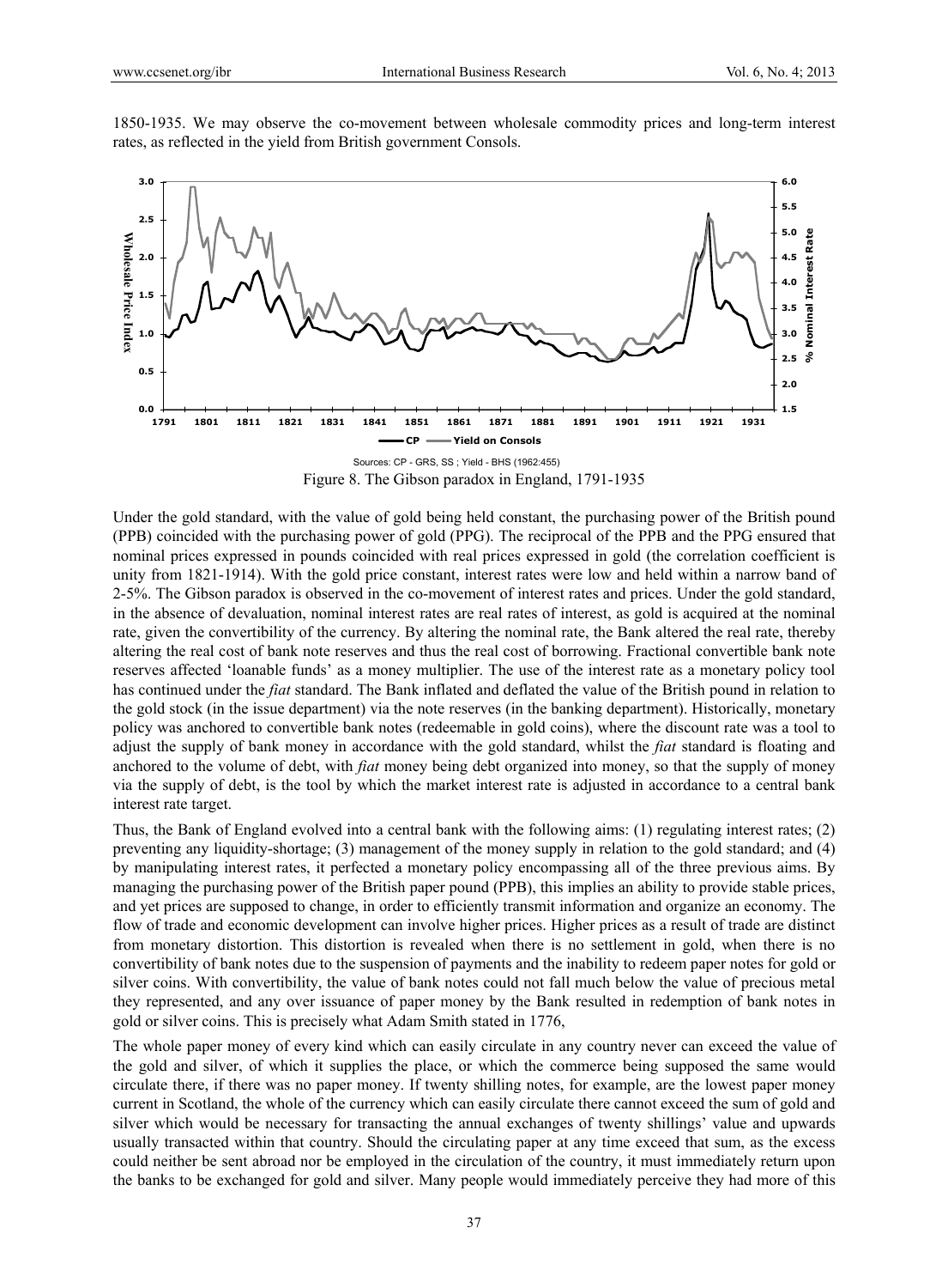1850-1935. We may observe the co-movement between wholesale commodity prices and long-term interest rates, as reflected in the yield from British government Consols.

Wholesale Price Index

% Nominal Interest Rate

3.0
2.5
2.0
1.5
1.0
0.5
0.0

6.0
5.5
5.0
4.5
4.0
3.5
3.0
2.5
2.0
1.5

1791 1801 1811 1821 1831 1841 1851 1861 1871 1881 1891 1901 1911 1921 1931

CP — Yield on Consols

Sources: CP - GRS, SS ; Yield - BHS (1962:455)

Figure 8. The Gibson paradox in England, 1791-1935

Under the gold standard, with the value of gold being held constant, the purchasing power of the British pound (PPB) coincided with the purchasing power of gold (PPG). The reciprocal of the PPB and the PPG ensured that nominal prices expressed in pounds coincided with real prices expressed in gold (the correlation coefficient is unity from 1821-1914). With the gold price constant, interest rates were low and held within a narrow band of 2-5%. The Gibson paradox is observed in the co-movement of interest rates and prices. Under the gold standard, in the absence of devaluation, nominal interest rates are real rates of interest, as gold is acquired at the nominal rate, given the convertibility of the currency. By altering the nominal rate, the Bank altered the real rate, thereby altering the real cost of bank note reserves and thus the real cost of borrowing. Fractional convertible bank note reserves affected 'loanable funds' as a money multiplier. The use of the interest rate as a monetary policy tool has continued under the *fiat* standard. The Bank inflated and deflated the value of the British pound in relation to the gold stock (in the issue department) via the note reserves (in the banking department). Historically, monetary policy was anchored to convertible bank notes (redeemable in gold coins), where the discount rate was a tool to adjust the supply of bank money in accordance with the gold standard, whilst the *fiat* standard is floating and anchored to the volume of debt, with *fiat* money being debt organized into money, so that the supply of money via the supply of debt, is the tool by which the market interest rate is adjusted in accordance to a central bank interest rate target.

Thus, the Bank of England evolved into a central bank with the following aims: (1) regulating interest rates; (2) preventing any liquidity-shortage; (3) management of the money supply in relation to the gold standard; and (4) by manipulating interest rates, it perfected a monetary policy encompassing all of the three previous aims. By managing the purchasing power of the British paper pound (PPB), this implies an ability to provide stable prices, and yet prices are supposed to change, in order to efficiently transmit information and organize an economy. The flow of trade and economic development can involve higher prices. Higher prices as a result of trade are distinct from monetary distortion. This distortion is revealed when there is no settlement in gold, when there is no convertibility of bank notes due to the suspension of payments and the inability to redeem paper notes for gold or silver coins. With convertibility, the value of bank notes could not fall much below the value of precious metal they represented, and any over issuance of paper money by the Bank resulted in redemption of bank notes in gold or silver coins. This is precisely what Adam Smith stated in 1776,

The whole paper money of every kind which can easily circulate in any country never can exceed the value of the gold and silver, of which it supplies the place, or which the commerce being supposed the same would circulate there, if there was no paper money. If twenty shilling notes, for example, are the lowest paper money current in Scotland, the whole of the currency which can easily circulate there cannot exceed the sum of gold and silver which would be necessary for transacting the annual exchanges of twenty shillings' value and upwards usually transacted within that country. Should the circulating paper at any time exceed that sum, as the excess could neither be sent abroad nor be employed in the circulation of the country, it must immediately return upon the banks to be exchanged for gold and silver. Many people would immediately perceive they had more of this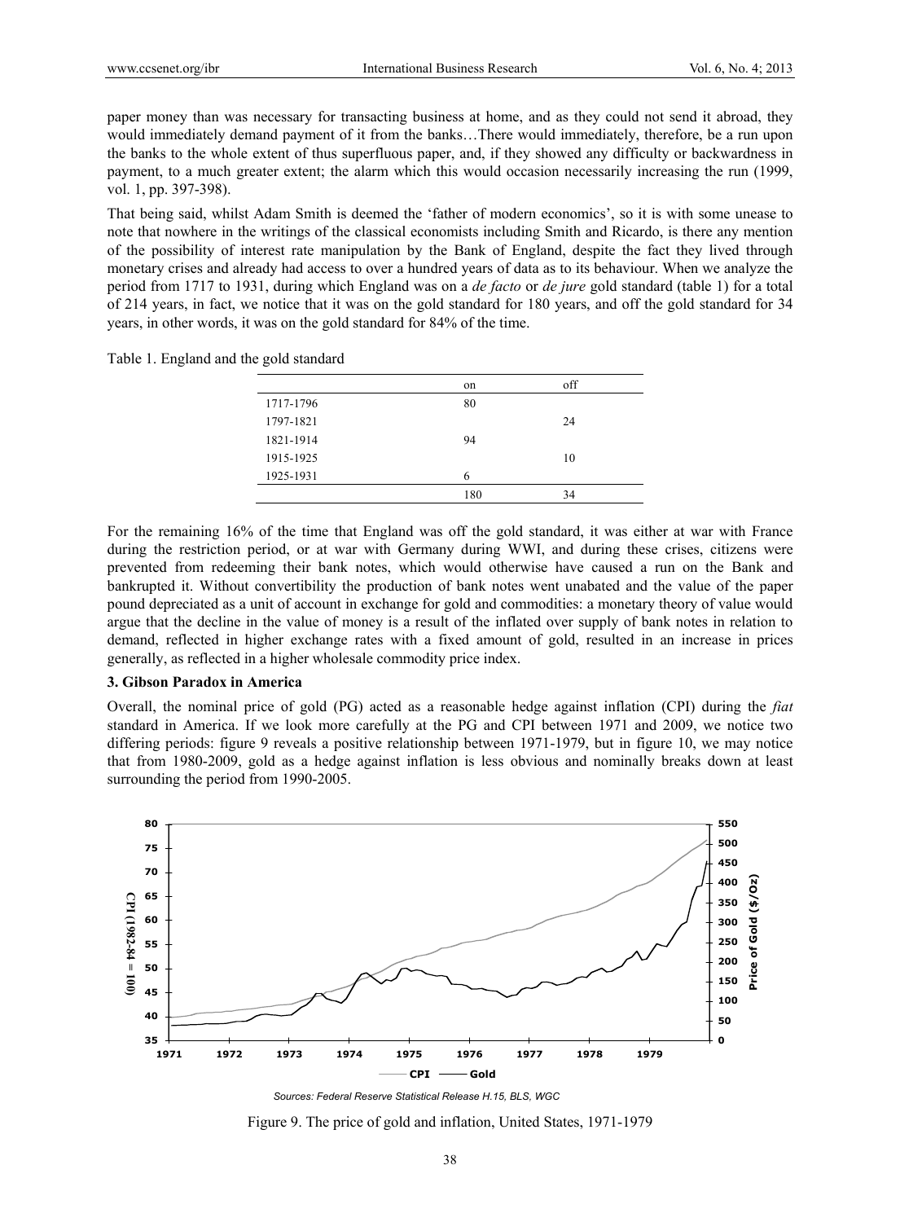paper money than was necessary for transacting business at home, and as they could not send it abroad, they would immediately demand payment of it from the banks…There would immediately, therefore, be a run upon the banks to the whole extent of thus superfluous paper, and, if they showed any difficulty or backwardness in payment, to a much greater extent; the alarm which this would occasion necessarily increasing the run (1999, vol. 1, pp. 397-398).

That being said, whilst Adam Smith is deemed the 'father of modern economics', so it is with some unease to note that nowhere in the writings of the classical economists including Smith and Ricardo, is there any mention of the possibility of interest rate manipulation by the Bank of England, despite the fact they lived through monetary crises and already had access to over a hundred years of data as to its behaviour. When we analyze the period from 1717 to 1931, during which England was on a *de facto* or *de jure* gold standard (table 1) for a total of 214 years, in fact, we notice that it was on the gold standard for 180 years, and off the gold standard for 34 years, in other words, it was on the gold standard for 84% of the time.

Table 1. England and the gold standard

| | on | off |
|---|---|---|
| 1717-1796 | 80 | |
| 1797-1821 | | 24 |
| 1821-1914 | 94 | |
| 1915-1925 | | 10 |
| 1925-1931 | 6 | |
| | 180 | 34 |

For the remaining 16% of the time that England was off the gold standard, it was either at war with France during the restriction period, or at war with Germany during WWI, and during these crises, citizens were prevented from redeeming their bank notes, which would otherwise have caused a run on the Bank and bankrupted it. Without convertibility the production of bank notes went unabated and the value of the paper pound depreciated as a unit of account in exchange for gold and commodities: a monetary theory of value would argue that the decline in the value of money is a result of the inflated over supply of bank notes in relation to demand, reflected in higher exchange rates with a fixed amount of gold, resulted in an increase in prices generally, as reflected in a higher wholesale commodity price index.

### 3. Gibson Paradox in America

Overall, the nominal price of gold (PG) acted as a reasonable hedge against inflation (CPI) during the *fiat* standard in America. If we look more carefully at the PG and CPI between 1971 and 2009, we notice two differing periods: figure 9 reveals a positive relationship between 1971-1979, but in figure 10, we may notice that from 1980-2009, gold as a hedge against inflation is less obvious and nominally breaks down at least surrounding the period from 1990-2005.

*Sources: Federal Reserve Statistical Release H.15, BLS, WGC*

Figure 9. The price of gold and inflation, United States, 1971-1979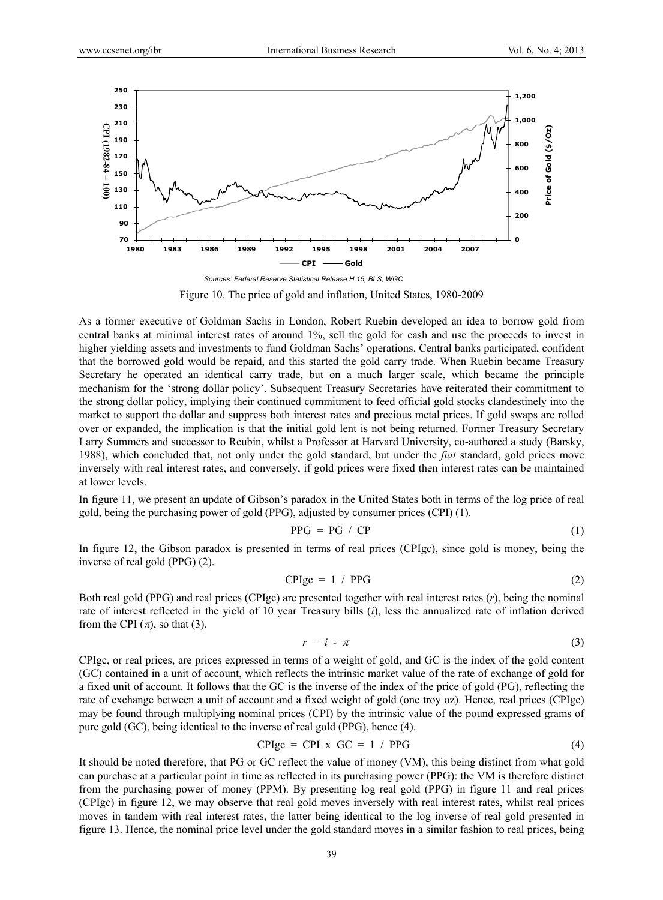Sources: Federal Reserve Statistical Release H.15, BLS, WGC

Figure 10. The price of gold and inflation, United States, 1980-2009

As a former executive of Goldman Sachs in London, Robert Ruebin developed an idea to borrow gold from central banks at minimal interest rates of around 1%, sell the gold for cash and use the proceeds to invest in higher yielding assets and investments to fund Goldman Sachs' operations. Central banks participated, confident that the borrowed gold would be repaid, and this started the gold carry trade. When Ruebin became Treasury Secretary he operated an identical carry trade, but on a much larger scale, which became the principle mechanism for the 'strong dollar policy'. Subsequent Treasury Secretaries have reiterated their commitment to the strong dollar policy, implying their continued commitment to feed official gold stocks clandestinely into the market to support the dollar and suppress both interest rates and precious metal prices. If gold swaps are rolled over or expanded, the implication is that the initial gold lent is not being returned. Former Treasury Secretary Larry Summers and successor to Reubin, whilst a Professor at Harvard University, co-authored a study (Barsky, 1988), which concluded that, not only under the gold standard, but under the *fiat* standard, gold prices move inversely with real interest rates, and conversely, if gold prices were fixed then interest rates can be maintained at lower levels.

In figure 11, we present an update of Gibson's paradox in the United States both in terms of the log price of real gold, being the purchasing power of gold (PPG), adjusted by consumer prices (CPI) (1).

$$PPG = PG \; / \; CP \tag{1}$$

In figure 12, the Gibson paradox is presented in terms of real prices (CPIgc), since gold is money, being the inverse of real gold (PPG) (2).

$$CPIgc = 1 \; / \; PPG \tag{2}$$

Both real gold (PPG) and real prices (CPIgc) are presented together with real interest rates ($r$), being the nominal rate of interest reflected in the yield of 10 year Treasury bills ($i$), less the annualized rate of inflation derived from the CPI ($\pi$), so that (3).

$$r = i - \pi \tag{3}$$

CPIgc, or real prices, are prices expressed in terms of a weight of gold, and GC is the index of the gold content (GC) contained in a unit of account, which reflects the intrinsic market value of the rate of exchange of gold for a fixed unit of account. It follows that the GC is the inverse of the index of the price of gold (PG), reflecting the rate of exchange between a unit of account and a fixed weight of gold (one troy oz). Hence, real prices (CPIgc) may be found through multiplying nominal prices (CPI) by the intrinsic value of the pound expressed grams of pure gold (GC), being identical to the inverse of real gold (PPG), hence (4).

$$CPIgc = CPI \times GC = 1 \; / \; PPG \tag{4}$$

It should be noted therefore, that PG or GC reflect the value of money (VM), this being distinct from what gold can purchase at a particular point in time as reflected in its purchasing power (PPG): the VM is therefore distinct from the purchasing power of money (PPM). By presenting log real gold (PPG) in figure 11 and real prices (CPIgc) in figure 12, we may observe that real gold moves inversely with real interest rates, whilst real prices moves in tandem with real interest rates, the latter being identical to the log inverse of real gold presented in figure 13. Hence, the nominal price level under the gold standard moves in a similar fashion to real prices, being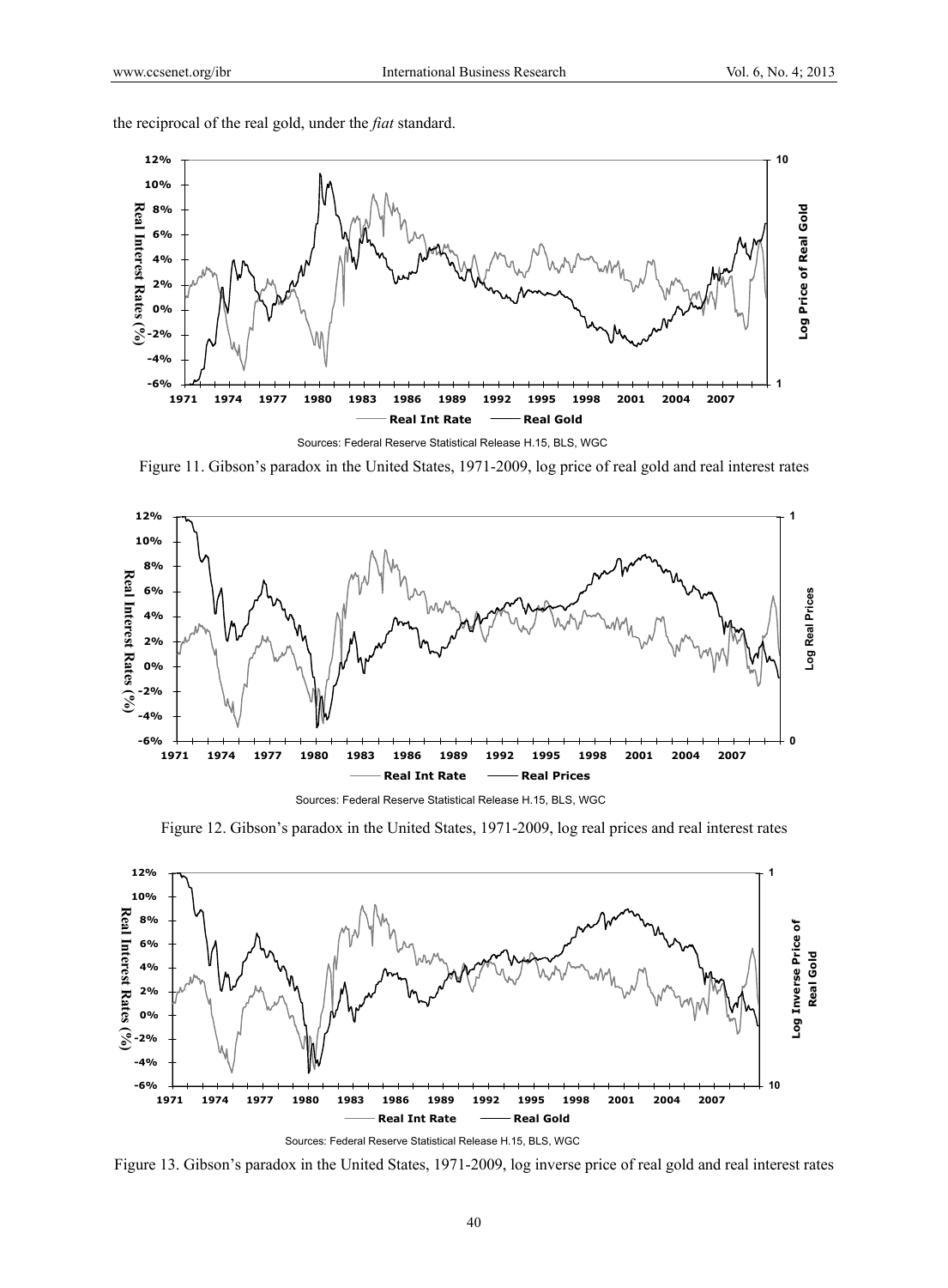the reciprocal of the real gold, under the *fiat* standard.

Sources: Federal Reserve Statistical Release H.15, BLS, WGC

Figure 11. Gibson's paradox in the United States, 1971-2009, log price of real gold and real interest rates

Sources: Federal Reserve Statistical Release H.15, BLS, WGC

Figure 12. Gibson's paradox in the United States, 1971-2009, log real prices and real interest rates

Sources: Federal Reserve Statistical Release H.15, BLS, WGC

Figure 13. Gibson's paradox in the United States, 1971-2009, log inverse price of real gold and real interest rates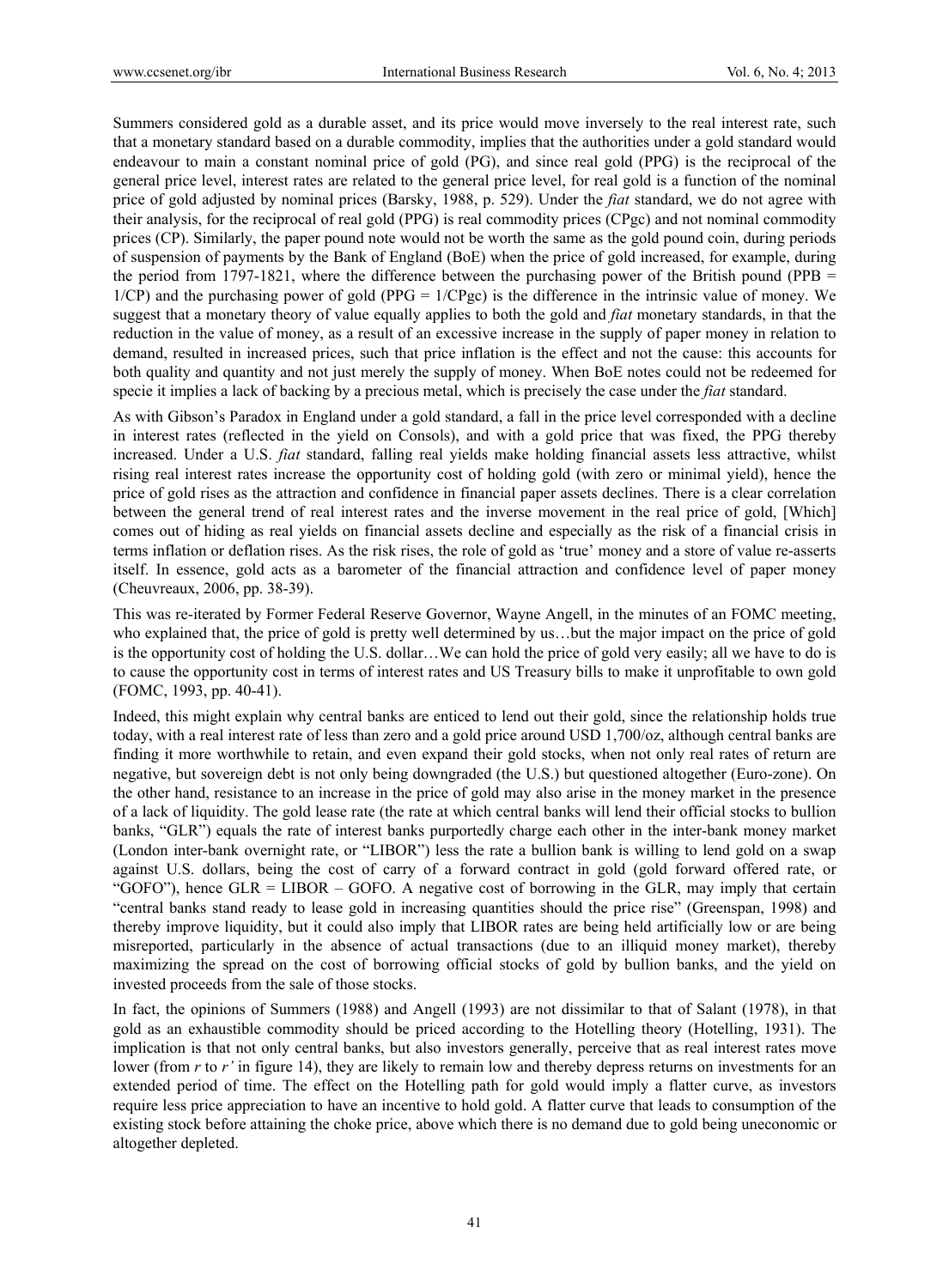Summers considered gold as a durable asset, and its price would move inversely to the real interest rate, such that a monetary standard based on a durable commodity, implies that the authorities under a gold standard would endeavour to main a constant nominal price of gold (PG), and since real gold (PPG) is the reciprocal of the general price level, interest rates are related to the general price level, for real gold is a function of the nominal price of gold adjusted by nominal prices (Barsky, 1988, p. 529). Under the *fiat* standard, we do not agree with their analysis, for the reciprocal of real gold (PPG) is real commodity prices (CPgc) and not nominal commodity prices (CP). Similarly, the paper pound note would not be worth the same as the gold pound coin, during periods of suspension of payments by the Bank of England (BoE) when the price of gold increased, for example, during the period from 1797-1821, where the difference between the purchasing power of the British pound (PPB = 1/CP) and the purchasing power of gold (PPG = 1/CPgc) is the difference in the intrinsic value of money. We suggest that a monetary theory of value equally applies to both the gold and *fiat* monetary standards, in that the reduction in the value of money, as a result of an excessive increase in the supply of paper money in relation to demand, resulted in increased prices, such that price inflation is the effect and not the cause: this accounts for both quality and quantity and not just merely the supply of money. When BoE notes could not be redeemed for specie it implies a lack of backing by a precious metal, which is precisely the case under the *fiat* standard.

As with Gibson's Paradox in England under a gold standard, a fall in the price level corresponded with a decline in interest rates (reflected in the yield on Consols), and with a gold price that was fixed, the PPG thereby increased. Under a U.S. *fiat* standard, falling real yields make holding financial assets less attractive, whilst rising real interest rates increase the opportunity cost of holding gold (with zero or minimal yield), hence the price of gold rises as the attraction and confidence in financial paper assets declines. There is a clear correlation between the general trend of real interest rates and the inverse movement in the real price of gold, [Which] comes out of hiding as real yields on financial assets decline and especially as the risk of a financial crisis in terms inflation or deflation rises. As the risk rises, the role of gold as 'true' money and a store of value re-asserts itself. In essence, gold acts as a barometer of the financial attraction and confidence level of paper money (Cheuvreaux, 2006, pp. 38-39).

This was re-iterated by Former Federal Reserve Governor, Wayne Angell, in the minutes of an FOMC meeting, who explained that, the price of gold is pretty well determined by us…but the major impact on the price of gold is the opportunity cost of holding the U.S. dollar…We can hold the price of gold very easily; all we have to do is to cause the opportunity cost in terms of interest rates and US Treasury bills to make it unprofitable to own gold (FOMC, 1993, pp. 40-41).

Indeed, this might explain why central banks are enticed to lend out their gold, since the relationship holds true today, with a real interest rate of less than zero and a gold price around USD 1,700/oz, although central banks are finding it more worthwhile to retain, and even expand their gold stocks, when not only real rates of return are negative, but sovereign debt is not only being downgraded (the U.S.) but questioned altogether (Euro-zone). On the other hand, resistance to an increase in the price of gold may also arise in the money market in the presence of a lack of liquidity. The gold lease rate (the rate at which central banks will lend their official stocks to bullion banks, "GLR") equals the rate of interest banks purportedly charge each other in the inter-bank money market (London inter-bank overnight rate, or "LIBOR") less the rate a bullion bank is willing to lend gold on a swap against U.S. dollars, being the cost of carry of a forward contract in gold (gold forward offered rate, or "GOFO"), hence GLR = LIBOR – GOFO. A negative cost of borrowing in the GLR, may imply that certain "central banks stand ready to lease gold in increasing quantities should the price rise" (Greenspan, 1998) and thereby improve liquidity, but it could also imply that LIBOR rates are being held artificially low or are being misreported, particularly in the absence of actual transactions (due to an illiquid money market), thereby maximizing the spread on the cost of borrowing official stocks of gold by bullion banks, and the yield on invested proceeds from the sale of those stocks.

In fact, the opinions of Summers (1988) and Angell (1993) are not dissimilar to that of Salant (1978), in that gold as an exhaustible commodity should be priced according to the Hotelling theory (Hotelling, 1931). The implication is that not only central banks, but also investors generally, perceive that as real interest rates move lower (from $r$ to $r'$ in figure 14), they are likely to remain low and thereby depress returns on investments for an extended period of time. The effect on the Hotelling path for gold would imply a flatter curve, as investors require less price appreciation to have an incentive to hold gold. A flatter curve that leads to consumption of the existing stock before attaining the choke price, above which there is no demand due to gold being uneconomic or altogether depleted.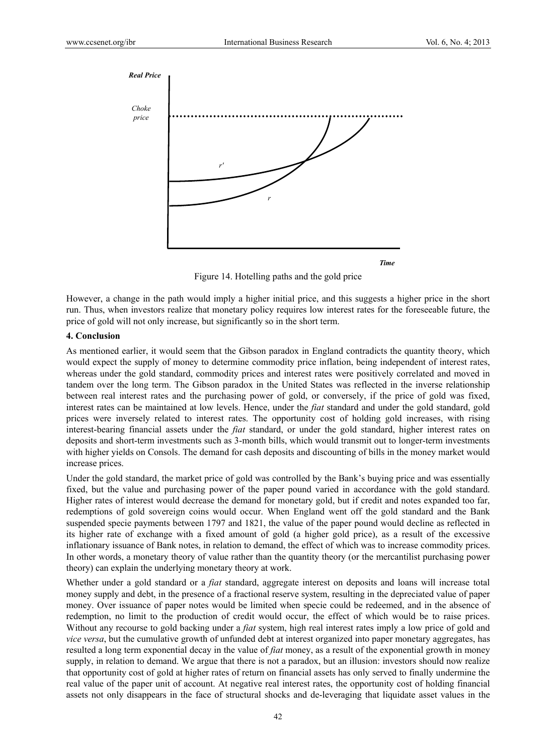Real Price

Choke price

r′

r

Time

Figure 14. Hotelling paths and the gold price

However, a change in the path would imply a higher initial price, and this suggests a higher price in the short run. Thus, when investors realize that monetary policy requires low interest rates for the foreseeable future, the price of gold will not only increase, but significantly so in the short term.

## 4. Conclusion

As mentioned earlier, it would seem that the Gibson paradox in England contradicts the quantity theory, which would expect the supply of money to determine commodity price inflation, being independent of interest rates, whereas under the gold standard, commodity prices and interest rates were positively correlated and moved in tandem over the long term. The Gibson paradox in the United States was reflected in the inverse relationship between real interest rates and the purchasing power of gold, or conversely, if the price of gold was fixed, interest rates can be maintained at low levels. Hence, under the *fiat* standard and under the gold standard, gold prices were inversely related to interest rates. The opportunity cost of holding gold increases, with rising interest-bearing financial assets under the *fiat* standard, or under the gold standard, higher interest rates on deposits and short-term investments such as 3-month bills, which would transmit out to longer-term investments with higher yields on Consols. The demand for cash deposits and discounting of bills in the money market would increase prices.

Under the gold standard, the market price of gold was controlled by the Bank's buying price and was essentially fixed, but the value and purchasing power of the paper pound varied in accordance with the gold standard. Higher rates of interest would decrease the demand for monetary gold, but if credit and notes expanded too far, redemptions of gold sovereign coins would occur. When England went off the gold standard and the Bank suspended specie payments between 1797 and 1821, the value of the paper pound would decline as reflected in its higher rate of exchange with a fixed amount of gold (a higher gold price), as a result of the excessive inflationary issuance of Bank notes, in relation to demand, the effect of which was to increase commodity prices. In other words, a monetary theory of value rather than the quantity theory (or the mercantilist purchasing power theory) can explain the underlying monetary theory at work.

Whether under a gold standard or a *fiat* standard, aggregate interest on deposits and loans will increase total money supply and debt, in the presence of a fractional reserve system, resulting in the depreciated value of paper money. Over issuance of paper notes would be limited when specie could be redeemed, and in the absence of redemption, no limit to the production of credit would occur, the effect of which would be to raise prices. Without any recourse to gold backing under a *fiat* system, high real interest rates imply a low price of gold and *vice versa*, but the cumulative growth of unfunded debt at interest organized into paper monetary aggregates, has resulted a long term exponential decay in the value of *fiat* money, as a result of the exponential growth in money supply, in relation to demand. We argue that there is not a paradox, but an illusion: investors should now realize that opportunity cost of gold at higher rates of return on financial assets has only served to finally undermine the real value of the paper unit of account. At negative real interest rates, the opportunity cost of holding financial assets not only disappears in the face of structural shocks and de-leveraging that liquidate asset values in the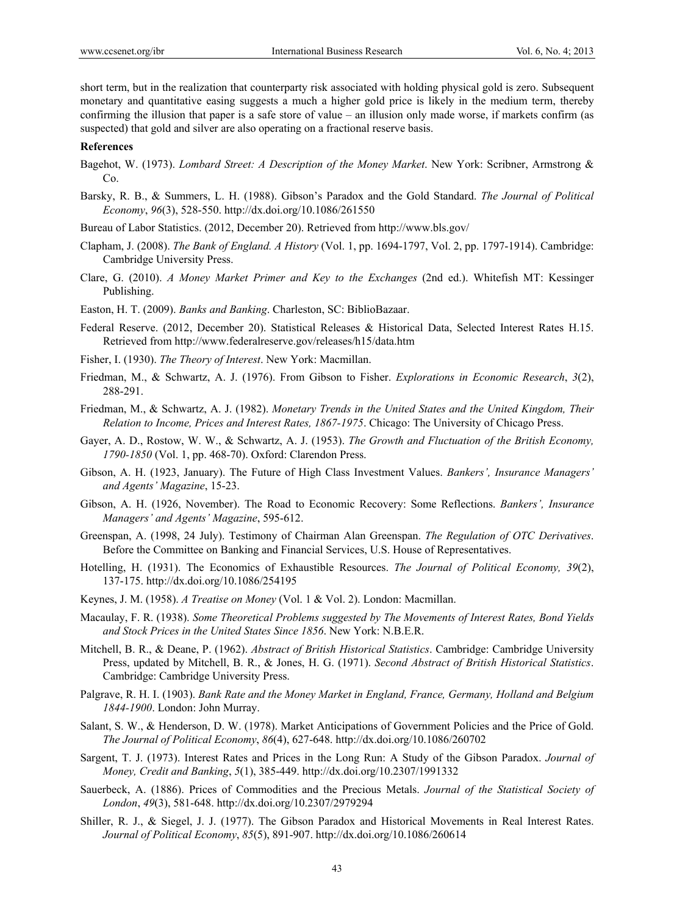short term, but in the realization that counterparty risk associated with holding physical gold is zero. Subsequent monetary and quantitative easing suggests a much a higher gold price is likely in the medium term, thereby confirming the illusion that paper is a safe store of value – an illusion only made worse, if markets confirm (as suspected) that gold and silver are also operating on a fractional reserve basis.

**References**

Bagehot, W. (1973). *Lombard Street: A Description of the Money Market*. New York: Scribner, Armstrong & Co.

Barsky, R. B., & Summers, L. H. (1988). Gibson's Paradox and the Gold Standard. *The Journal of Political Economy*, *96*(3), 528-550. http://dx.doi.org/10.1086/261550

Bureau of Labor Statistics. (2012, December 20). Retrieved from http://www.bls.gov/

Clapham, J. (2008). *The Bank of England. A History* (Vol. 1, pp. 1694-1797, Vol. 2, pp. 1797-1914). Cambridge: Cambridge University Press.

Clare, G. (2010). *A Money Market Primer and Key to the Exchanges* (2nd ed.). Whitefish MT: Kessinger Publishing.

Easton, H. T. (2009). *Banks and Banking*. Charleston, SC: BiblioBazaar.

Federal Reserve. (2012, December 20). Statistical Releases & Historical Data, Selected Interest Rates H.15. Retrieved from http://www.federalreserve.gov/releases/h15/data.htm

Fisher, I. (1930). *The Theory of Interest*. New York: Macmillan.

Friedman, M., & Schwartz, A. J. (1976). From Gibson to Fisher. *Explorations in Economic Research*, *3*(2), 288-291.

Friedman, M., & Schwartz, A. J. (1982). *Monetary Trends in the United States and the United Kingdom, Their Relation to Income, Prices and Interest Rates, 1867-1975*. Chicago: The University of Chicago Press.

Gayer, A. D., Rostow, W. W., & Schwartz, A. J. (1953). *The Growth and Fluctuation of the British Economy, 1790-1850* (Vol. 1, pp. 468-70). Oxford: Clarendon Press.

Gibson, A. H. (1923, January). The Future of High Class Investment Values. *Bankers', Insurance Managers' and Agents' Magazine*, 15-23.

Gibson, A. H. (1926, November). The Road to Economic Recovery: Some Reflections. *Bankers', Insurance Managers' and Agents' Magazine*, 595-612.

Greenspan, A. (1998, 24 July). Testimony of Chairman Alan Greenspan. *The Regulation of OTC Derivatives*. Before the Committee on Banking and Financial Services, U.S. House of Representatives.

Hotelling, H. (1931). The Economics of Exhaustible Resources. *The Journal of Political Economy, 39*(2), 137-175. http://dx.doi.org/10.1086/254195

Keynes, J. M. (1958). *A Treatise on Money* (Vol. 1 & Vol. 2). London: Macmillan.

Macaulay, F. R. (1938). *Some Theoretical Problems suggested by The Movements of Interest Rates, Bond Yields and Stock Prices in the United States Since 1856*. New York: N.B.E.R.

Mitchell, B. R., & Deane, P. (1962). *Abstract of British Historical Statistics*. Cambridge: Cambridge University Press, updated by Mitchell, B. R., & Jones, H. G. (1971). *Second Abstract of British Historical Statistics*. Cambridge: Cambridge University Press.

Palgrave, R. H. I. (1903). *Bank Rate and the Money Market in England, France, Germany, Holland and Belgium 1844-1900*. London: John Murray.

Salant, S. W., & Henderson, D. W. (1978). Market Anticipations of Government Policies and the Price of Gold. *The Journal of Political Economy*, *86*(4), 627-648. http://dx.doi.org/10.1086/260702

Sargent, T. J. (1973). Interest Rates and Prices in the Long Run: A Study of the Gibson Paradox. *Journal of Money, Credit and Banking*, *5*(1), 385-449. http://dx.doi.org/10.2307/1991332

Sauerbeck, A. (1886). Prices of Commodities and the Precious Metals. *Journal of the Statistical Society of London*, *49*(3), 581-648. http://dx.doi.org/10.2307/2979294

Shiller, R. J., & Siegel, J. J. (1977). The Gibson Paradox and Historical Movements in Real Interest Rates. *Journal of Political Economy*, *85*(5), 891-907. http://dx.doi.org/10.1086/260614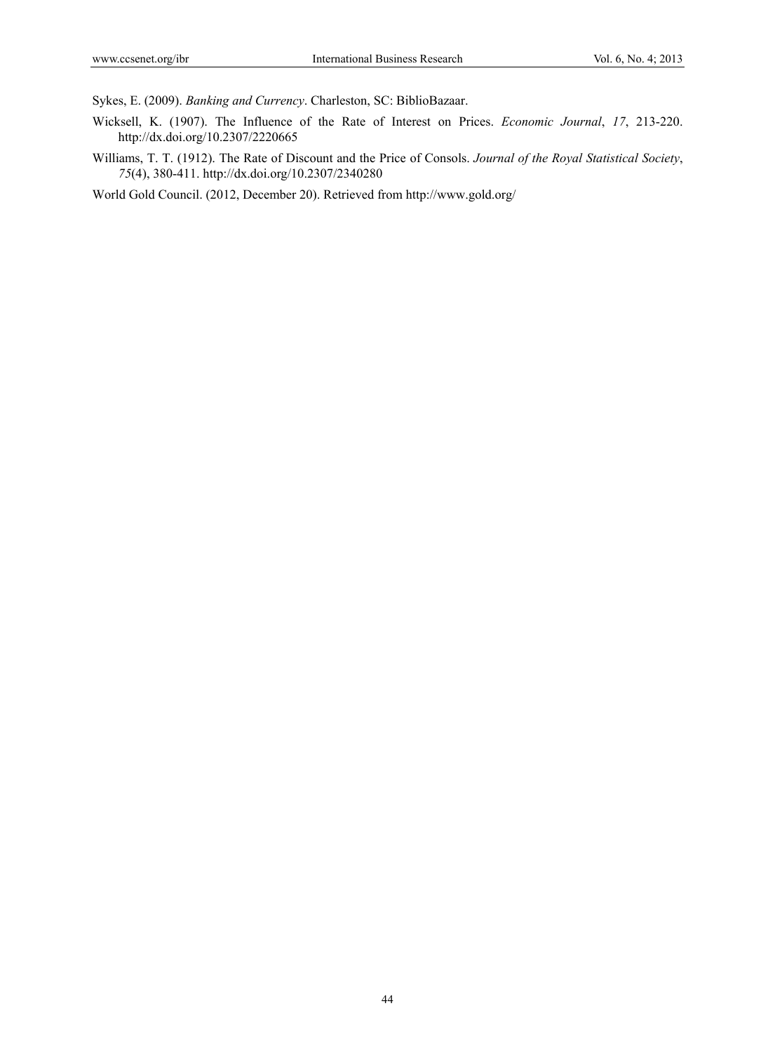Sykes, E. (2009). *Banking and Currency*. Charleston, SC: BiblioBazaar.

Wicksell, K. (1907). The Influence of the Rate of Interest on Prices. *Economic Journal*, *17*, 213-220. http://dx.doi.org/10.2307/2220665

Williams, T. T. (1912). The Rate of Discount and the Price of Consols. *Journal of the Royal Statistical Society*, *75*(4), 380-411. http://dx.doi.org/10.2307/2340280

World Gold Council. (2012, December 20). Retrieved from http://www.gold.org/